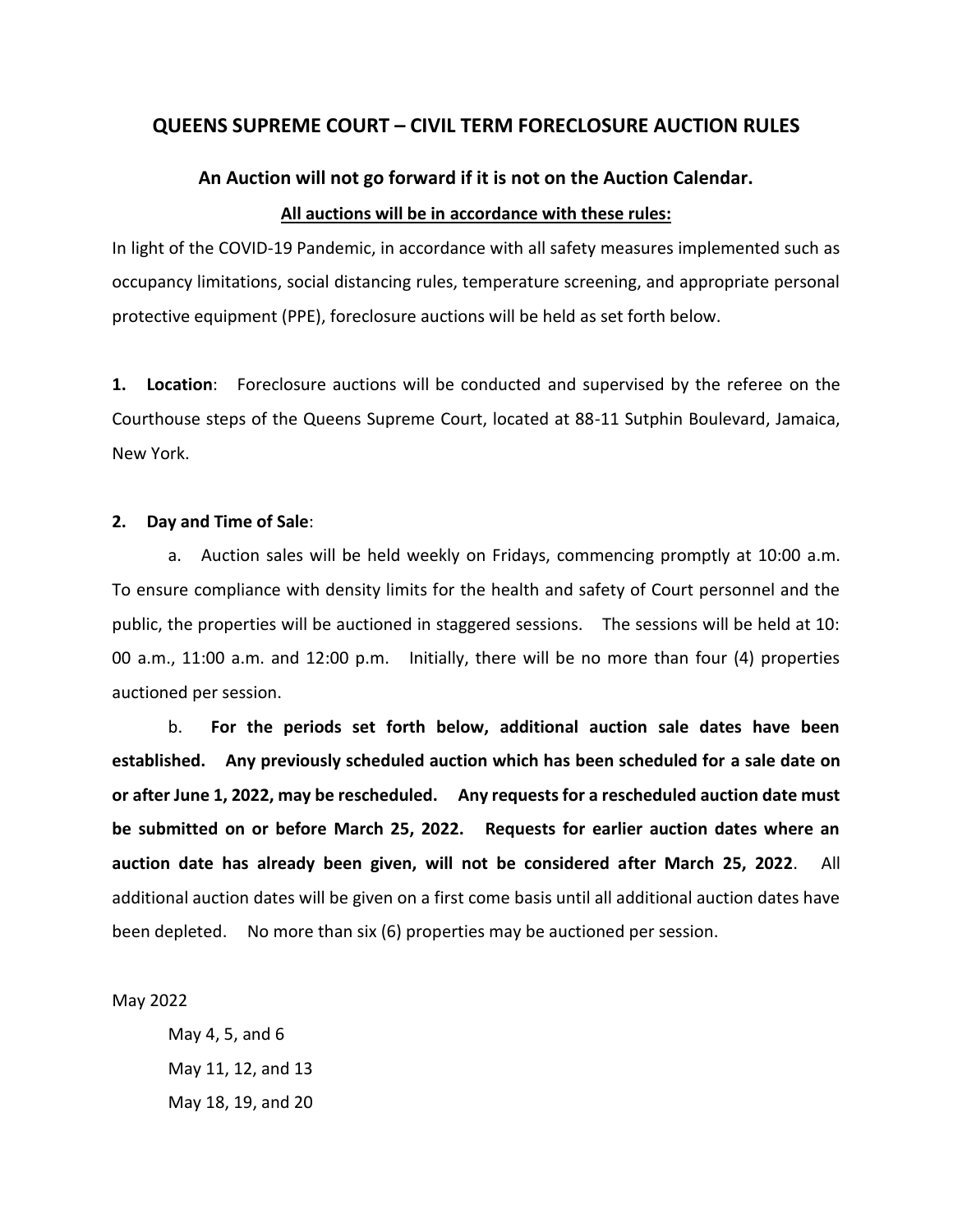# QUEENS SUPREME COURT – CIVIL TERM FORECLOSURE AUCTION RULES

## An Auction will not go forward if it is not on the Auction Calendar.

**<u>All auctions will be in accordance with these rules:</u>**

In light of the COVID-19 Pandemic, in accordance with all safety measures implemented such as occupancy limitations, social distancing rules, temperature screening, and appropriate personal protective equipment (PPE), foreclosure auctions will be held as set forth below.

**1. Location**: Foreclosure auctions will be conducted and supervised by the referee on the Courthouse steps of the Queens Supreme Court, located at 88-11 Sutphin Boulevard, Jamaica, New York.

**2. Day and Time of Sale**:

a. Auction sales will be held weekly on Fridays, commencing promptly at 10:00 a.m. To ensure compliance with density limits for the health and safety of Court personnel and the public, the properties will be auctioned in staggered sessions. The sessions will be held at 10: 00 a.m., 11:00 a.m. and 12:00 p.m. Initially, there will be no more than four (4) properties auctioned per session.

b. **For the periods set forth below, additional auction sale dates have been established. Any previously scheduled auction which has been scheduled for a sale date on or after June 1, 2022, may be rescheduled. Any requests for a rescheduled auction date must be submitted on or before March 25, 2022. Requests for earlier auction dates where an auction date has already been given, will not be considered after March 25, 2022**. All additional auction dates will be given on a first come basis until all additional auction dates have been depleted. No more than six (6) properties may be auctioned per session.

May 2022

- May 4, 5, and 6
- May 11, 12, and 13
- May 18, 19, and 20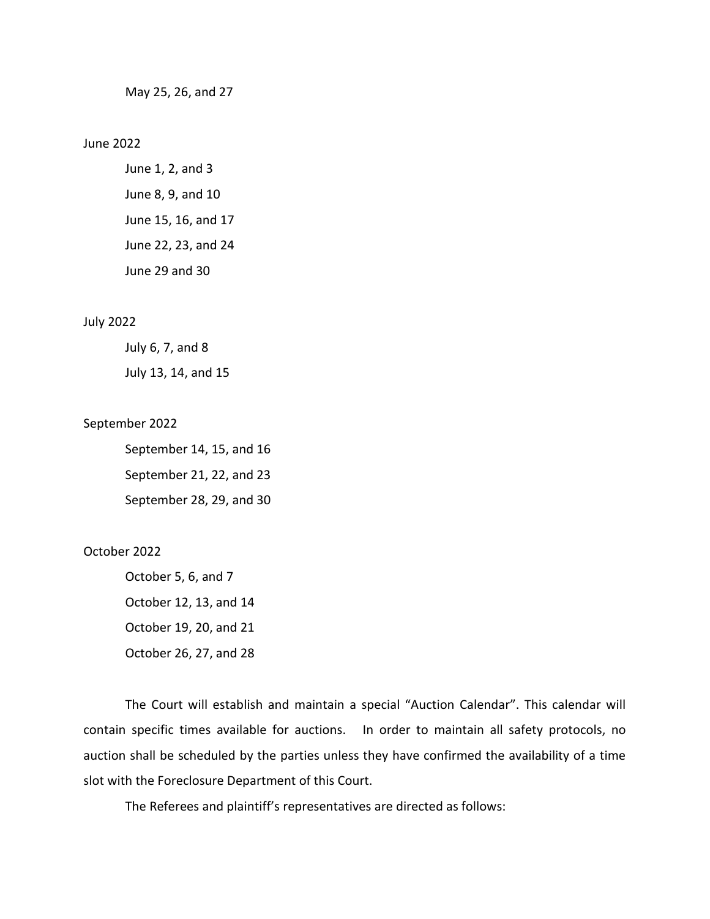May 25, 26, and 27

June 2022

June 1, 2, and 3

June 8, 9, and 10

June 15, 16, and 17

June 22, 23, and 24

June 29 and 30

July 2022

July 6, 7, and 8

July 13, 14, and 15

September 2022

September 14, 15, and 16

September 21, 22, and 23

September 28, 29, and 30

October 2022

October 5, 6, and 7

October 12, 13, and 14

October 19, 20, and 21

October 26, 27, and 28

The Court will establish and maintain a special "Auction Calendar". This calendar will contain specific times available for auctions. In order to maintain all safety protocols, no auction shall be scheduled by the parties unless they have confirmed the availability of a time slot with the Foreclosure Department of this Court.

The Referees and plaintiff's representatives are directed as follows: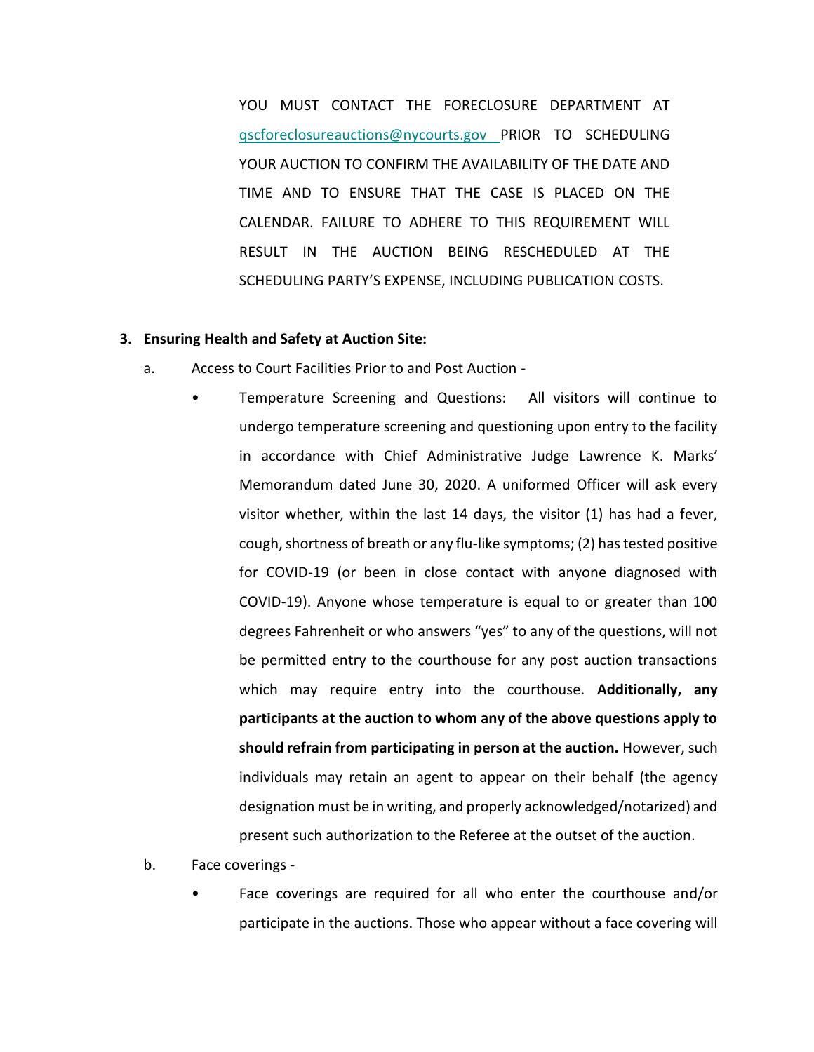YOU MUST CONTACT THE FORECLOSURE DEPARTMENT AT qscforeclosureauctions@nycourts.gov PRIOR TO SCHEDULING YOUR AUCTION TO CONFIRM THE AVAILABILITY OF THE DATE AND TIME AND TO ENSURE THAT THE CASE IS PLACED ON THE CALENDAR. FAILURE TO ADHERE TO THIS REQUIREMENT WILL RESULT IN THE AUCTION BEING RESCHEDULED AT THE SCHEDULING PARTY'S EXPENSE, INCLUDING PUBLICATION COSTS.

**3. Ensuring Health and Safety at Auction Site:**

a. Access to Court Facilities Prior to and Post Auction -

- Temperature Screening and Questions: All visitors will continue to undergo temperature screening and questioning upon entry to the facility in accordance with Chief Administrative Judge Lawrence K. Marks' Memorandum dated June 30, 2020. A uniformed Officer will ask every visitor whether, within the last 14 days, the visitor (1) has had a fever, cough, shortness of breath or any flu-like symptoms; (2) has tested positive for COVID-19 (or been in close contact with anyone diagnosed with COVID-19). Anyone whose temperature is equal to or greater than 100 degrees Fahrenheit or who answers "yes" to any of the questions, will not be permitted entry to the courthouse for any post auction transactions which may require entry into the courthouse. **Additionally, any participants at the auction to whom any of the above questions apply to should refrain from participating in person at the auction.** However, such individuals may retain an agent to appear on their behalf (the agency designation must be in writing, and properly acknowledged/notarized) and present such authorization to the Referee at the outset of the auction.

b. Face coverings -

- Face coverings are required for all who enter the courthouse and/or participate in the auctions. Those who appear without a face covering will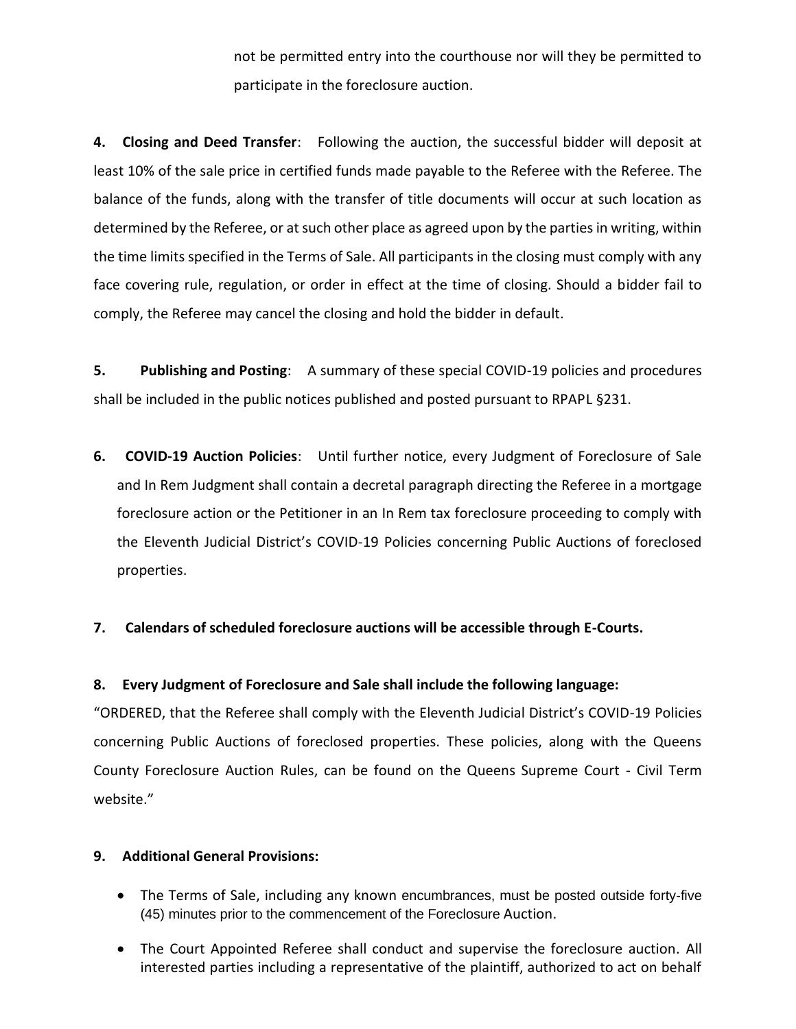not be permitted entry into the courthouse nor will they be permitted to participate in the foreclosure auction.

**4. Closing and Deed Transfer**: Following the auction, the successful bidder will deposit at least 10% of the sale price in certified funds made payable to the Referee with the Referee. The balance of the funds, along with the transfer of title documents will occur at such location as determined by the Referee, or at such other place as agreed upon by the parties in writing, within the time limits specified in the Terms of Sale. All participants in the closing must comply with any face covering rule, regulation, or order in effect at the time of closing. Should a bidder fail to comply, the Referee may cancel the closing and hold the bidder in default.

**5. Publishing and Posting**: A summary of these special COVID-19 policies and procedures shall be included in the public notices published and posted pursuant to RPAPL §231.

6. **COVID-19 Auction Policies**: Until further notice, every Judgment of Foreclosure of Sale and In Rem Judgment shall contain a decretal paragraph directing the Referee in a mortgage foreclosure action or the Petitioner in an In Rem tax foreclosure proceeding to comply with the Eleventh Judicial District's COVID-19 Policies concerning Public Auctions of foreclosed properties.

**7. Calendars of scheduled foreclosure auctions will be accessible through E-Courts.**

**8. Every Judgment of Foreclosure and Sale shall include the following language:**

"ORDERED, that the Referee shall comply with the Eleventh Judicial District's COVID-19 Policies concerning Public Auctions of foreclosed properties. These policies, along with the Queens County Foreclosure Auction Rules, can be found on the Queens Supreme Court - Civil Term website."

**9. Additional General Provisions:**

- The Terms of Sale, including any known encumbrances, must be posted outside forty-five (45) minutes prior to the commencement of the Foreclosure Auction.
- The Court Appointed Referee shall conduct and supervise the foreclosure auction. All interested parties including a representative of the plaintiff, authorized to act on behalf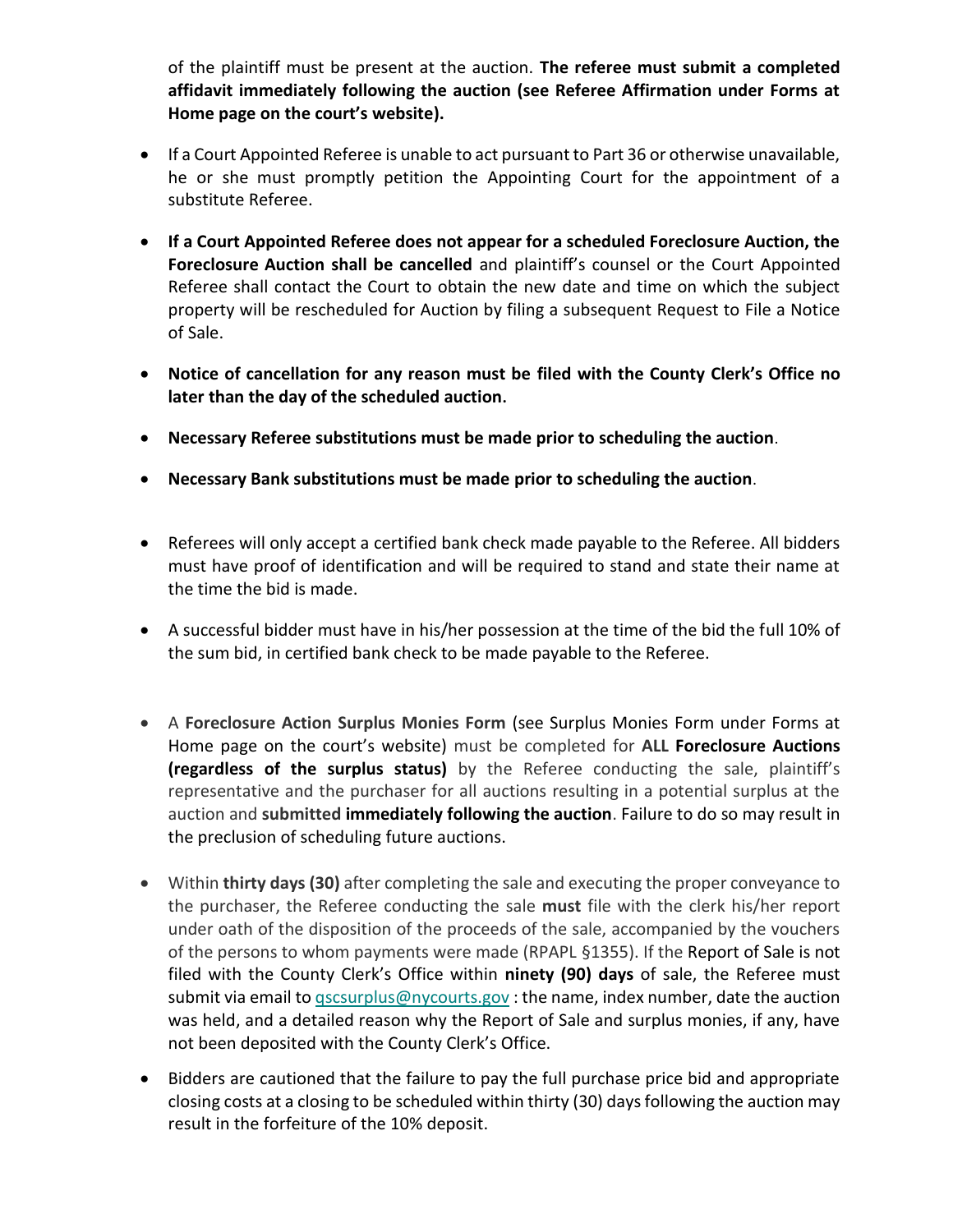of the plaintiff must be present at the auction. **The referee must submit a completed affidavit immediately following the auction (see Referee Affirmation under Forms at Home page on the court's website).**

- If a Court Appointed Referee is unable to act pursuant to Part 36 or otherwise unavailable, he or she must promptly petition the Appointing Court for the appointment of a substitute Referee.

- **If a Court Appointed Referee does not appear for a scheduled Foreclosure Auction, the Foreclosure Auction shall be cancelled** and plaintiff's counsel or the Court Appointed Referee shall contact the Court to obtain the new date and time on which the subject property will be rescheduled for Auction by filing a subsequent Request to File a Notice of Sale.

- **Notice of cancellation for any reason must be filed with the County Clerk's Office no later than the day of the scheduled auction.**

- **Necessary Referee substitutions must be made prior to scheduling the auction**.

- **Necessary Bank substitutions must be made prior to scheduling the auction**.

- Referees will only accept a certified bank check made payable to the Referee. All bidders must have proof of identification and will be required to stand and state their name at the time the bid is made.

- A successful bidder must have in his/her possession at the time of the bid the full 10% of the sum bid, in certified bank check to be made payable to the Referee.

- A **Foreclosure Action Surplus Monies Form** (see Surplus Monies Form under Forms at Home page on the court's website) must be completed for **ALL Foreclosure Auctions (regardless of the surplus status)** by the Referee conducting the sale, plaintiff's representative and the purchaser for all auctions resulting in a potential surplus at the auction and **submitted immediately following the auction**. Failure to do so may result in the preclusion of scheduling future auctions.

- Within **thirty days (30)** after completing the sale and executing the proper conveyance to the purchaser, the Referee conducting the sale **must** file with the clerk his/her report under oath of the disposition of the proceeds of the sale, accompanied by the vouchers of the persons to whom payments were made (RPAPL §1355). If the Report of Sale is not filed with the County Clerk's Office within **ninety (90) days** of sale, the Referee must submit via email to qscsurplus@nycourts.gov : the name, index number, date the auction was held, and a detailed reason why the Report of Sale and surplus monies, if any, have not been deposited with the County Clerk's Office.

- Bidders are cautioned that the failure to pay the full purchase price bid and appropriate closing costs at a closing to be scheduled within thirty (30) days following the auction may result in the forfeiture of the 10% deposit.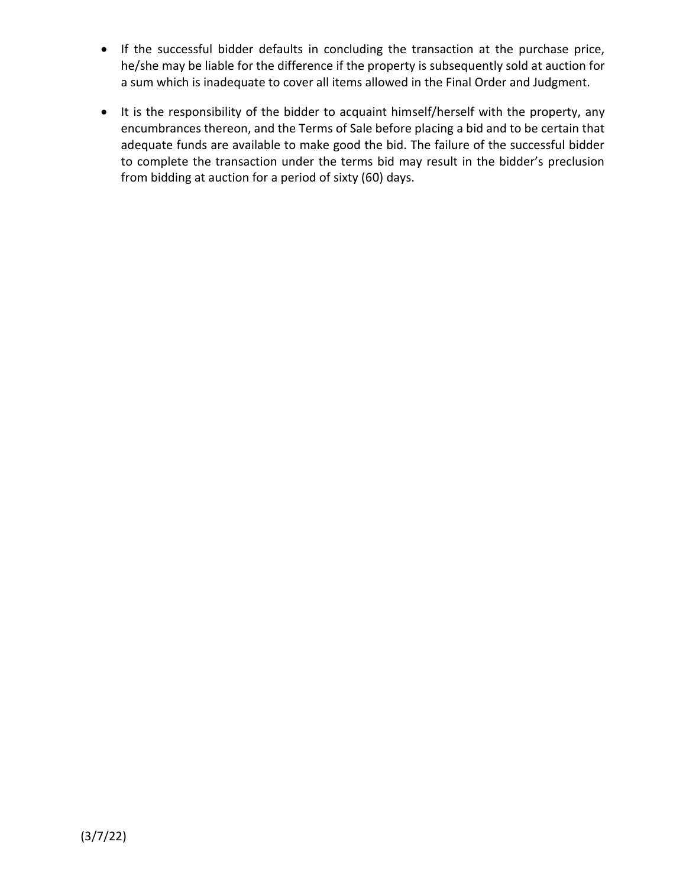- If the successful bidder defaults in concluding the transaction at the purchase price, he/she may be liable for the difference if the property is subsequently sold at auction for a sum which is inadequate to cover all items allowed in the Final Order and Judgment.
- It is the responsibility of the bidder to acquaint himself/herself with the property, any encumbrances thereon, and the Terms of Sale before placing a bid and to be certain that adequate funds are available to make good the bid. The failure of the successful bidder to complete the transaction under the terms bid may result in the bidder's preclusion from bidding at auction for a period of sixty (60) days.

(3/7/22)